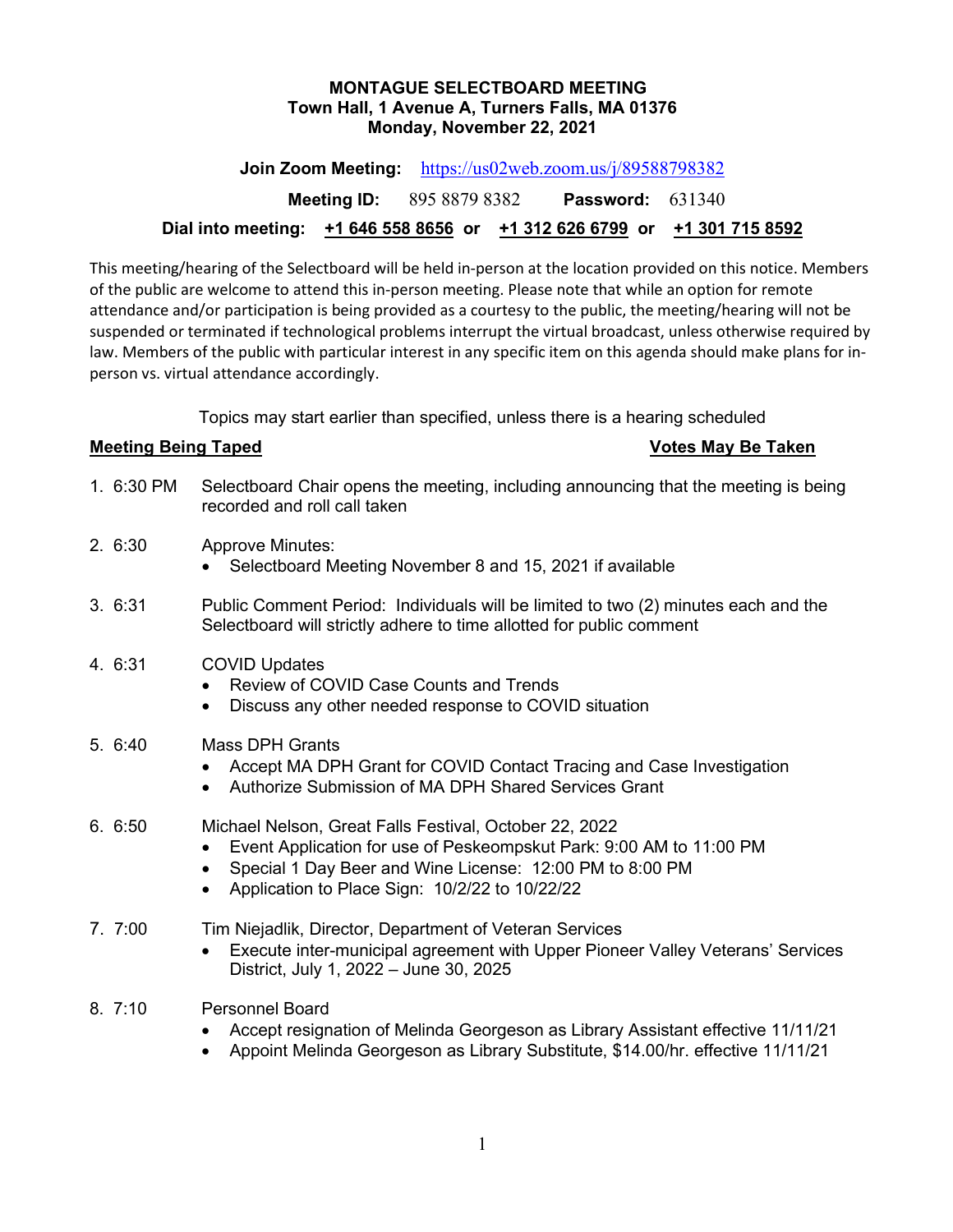# MONTAGUE SELECTBOARD MEETING
**Town Hall, 1 Avenue A, Turners Falls, MA 01376**
**Monday, November 22, 2021**

**Join Zoom Meeting:** https://us02web.zoom.us/j/89588798382

**Meeting ID:** 895 8879 8382 **Password:** 631340

**Dial into meeting:** **+1 646 558 8656** or **+1 312 626 6799** or **+1 301 715 8592**

This meeting/hearing of the Selectboard will be held in-person at the location provided on this notice. Members of the public are welcome to attend this in-person meeting. Please note that while an option for remote attendance and/or participation is being provided as a courtesy to the public, the meeting/hearing will not be suspended or terminated if technological problems interrupt the virtual broadcast, unless otherwise required by law. Members of the public with particular interest in any specific item on this agenda should make plans for in-person vs. virtual attendance accordingly.

Topics may start earlier than specified, unless there is a hearing scheduled

**Meeting Being Taped** **Votes May Be Taken**

1. 6:30 PM Selectboard Chair opens the meeting, including announcing that the meeting is being recorded and roll call taken

2. 6:30 Approve Minutes:
   - Selectboard Meeting November 8 and 15, 2021 if available

3. 6:31 Public Comment Period: Individuals will be limited to two (2) minutes each and the Selectboard will strictly adhere to time allotted for public comment

4. 6:31 COVID Updates
   - Review of COVID Case Counts and Trends
   - Discuss any other needed response to COVID situation

5. 6:40 Mass DPH Grants
   - Accept MA DPH Grant for COVID Contact Tracing and Case Investigation
   - Authorize Submission of MA DPH Shared Services Grant

6. 6:50 Michael Nelson, Great Falls Festival, October 22, 2022
   - Event Application for use of Peskeompskut Park: 9:00 AM to 11:00 PM
   - Special 1 Day Beer and Wine License: 12:00 PM to 8:00 PM
   - Application to Place Sign: 10/2/22 to 10/22/22

7. 7:00 Tim Niejadlik, Director, Department of Veteran Services
   - Execute inter-municipal agreement with Upper Pioneer Valley Veterans' Services District, July 1, 2022 – June 30, 2025

8. 7:10 Personnel Board
   - Accept resignation of Melinda Georgeson as Library Assistant effective 11/11/21
   - Appoint Melinda Georgeson as Library Substitute, $14.00/hr. effective 11/11/21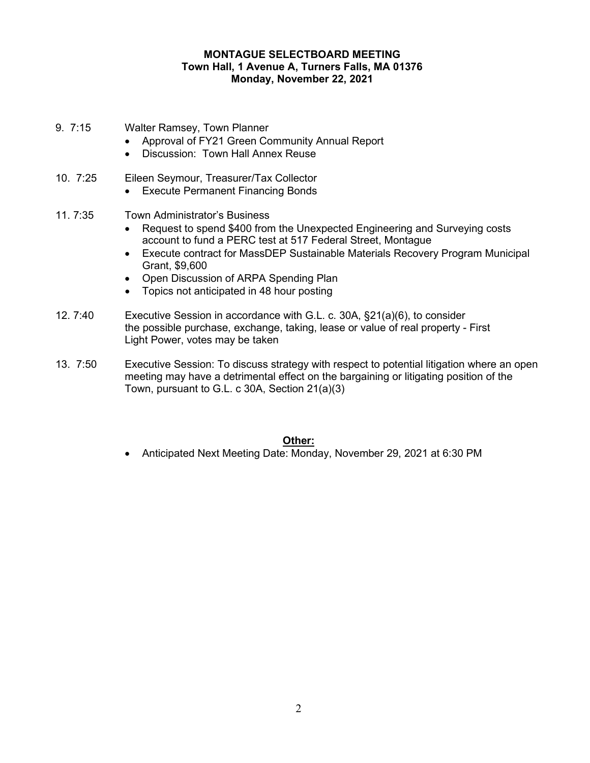**MONTAGUE SELECTBOARD MEETING**
**Town Hall, 1 Avenue A, Turners Falls, MA 01376**
**Monday, November 22, 2021**

9. 7:15 Walter Ramsey, Town Planner
   - Approval of FY21 Green Community Annual Report
   - Discussion: Town Hall Annex Reuse

10. 7:25 Eileen Seymour, Treasurer/Tax Collector
    - Execute Permanent Financing Bonds

11. 7:35 Town Administrator's Business
    - Request to spend $400 from the Unexpected Engineering and Surveying costs account to fund a PERC test at 517 Federal Street, Montague
    - Execute contract for MassDEP Sustainable Materials Recovery Program Municipal Grant, $9,600
    - Open Discussion of ARPA Spending Plan
    - Topics not anticipated in 48 hour posting

12. 7:40 Executive Session in accordance with G.L. c. 30A, §21(a)(6), to consider the possible purchase, exchange, taking, lease or value of real property - First Light Power, votes may be taken

13. 7:50 Executive Session: To discuss strategy with respect to potential litigation where an open meeting may have a detrimental effect on the bargaining or litigating position of the Town, pursuant to G.L. c 30A, Section 21(a)(3)

**Other:**

- Anticipated Next Meeting Date: Monday, November 29, 2021 at 6:30 PM